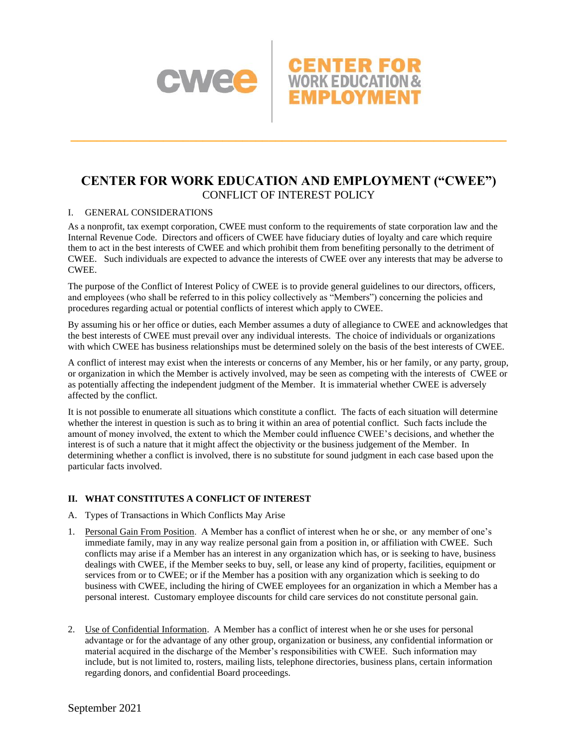# CENTER FOR WORK EDUCATION AND EMPLOYMENT ("CWEE")
## CONFLICT OF INTEREST POLICY

I. GENERAL CONSIDERATIONS

As a nonprofit, tax exempt corporation, CWEE must conform to the requirements of state corporation law and the Internal Revenue Code. Directors and officers of CWEE have fiduciary duties of loyalty and care which require them to act in the best interests of CWEE and which prohibit them from benefiting personally to the detriment of CWEE. Such individuals are expected to advance the interests of CWEE over any interests that may be adverse to CWEE.

The purpose of the Conflict of Interest Policy of CWEE is to provide general guidelines to our directors, officers, and employees (who shall be referred to in this policy collectively as "Members") concerning the policies and procedures regarding actual or potential conflicts of interest which apply to CWEE.

By assuming his or her office or duties, each Member assumes a duty of allegiance to CWEE and acknowledges that the best interests of CWEE must prevail over any individual interests. The choice of individuals or organizations with which CWEE has business relationships must be determined solely on the basis of the best interests of CWEE.

A conflict of interest may exist when the interests or concerns of any Member, his or her family, or any party, group, or organization in which the Member is actively involved, may be seen as competing with the interests of CWEE or as potentially affecting the independent judgment of the Member. It is immaterial whether CWEE is adversely affected by the conflict.

It is not possible to enumerate all situations which constitute a conflict. The facts of each situation will determine whether the interest in question is such as to bring it within an area of potential conflict. Such facts include the amount of money involved, the extent to which the Member could influence CWEE's decisions, and whether the interest is of such a nature that it might affect the objectivity or the business judgement of the Member. In determining whether a conflict is involved, there is no substitute for sound judgment in each case based upon the particular facts involved.

**II. WHAT CONSTITUTES A CONFLICT OF INTEREST**

A. Types of Transactions in Which Conflicts May Arise

1. Personal Gain From Position. A Member has a conflict of interest when he or she, or any member of one's immediate family, may in any way realize personal gain from a position in, or affiliation with CWEE. Such conflicts may arise if a Member has an interest in any organization which has, or is seeking to have, business dealings with CWEE, if the Member seeks to buy, sell, or lease any kind of property, facilities, equipment or services from or to CWEE; or if the Member has a position with any organization which is seeking to do business with CWEE, including the hiring of CWEE employees for an organization in which a Member has a personal interest. Customary employee discounts for child care services do not constitute personal gain.

2. Use of Confidential Information. A Member has a conflict of interest when he or she uses for personal advantage or for the advantage of any other group, organization or business, any confidential information or material acquired in the discharge of the Member's responsibilities with CWEE. Such information may include, but is not limited to, rosters, mailing lists, telephone directories, business plans, certain information regarding donors, and confidential Board proceedings.

September 2021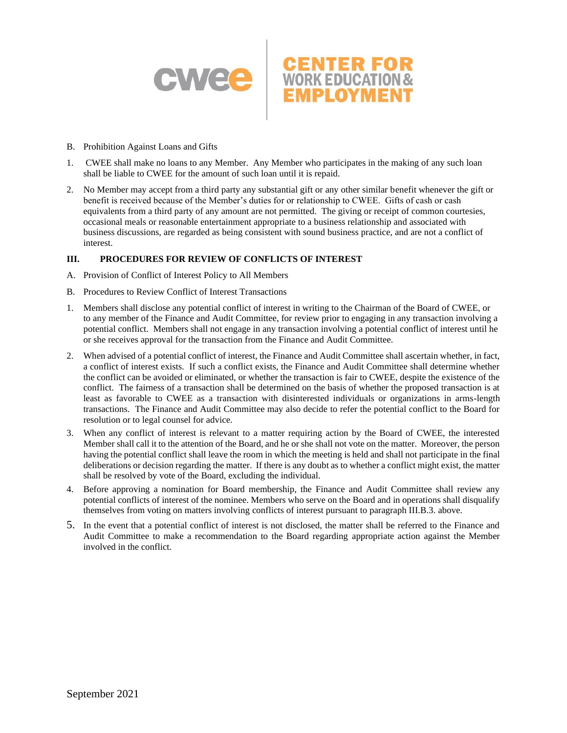B. Prohibition Against Loans and Gifts

1. CWEE shall make no loans to any Member. Any Member who participates in the making of any such loan shall be liable to CWEE for the amount of such loan until it is repaid.

2. No Member may accept from a third party any substantial gift or any other similar benefit whenever the gift or benefit is received because of the Member's duties for or relationship to CWEE. Gifts of cash or cash equivalents from a third party of any amount are not permitted. The giving or receipt of common courtesies, occasional meals or reasonable entertainment appropriate to a business relationship and associated with business discussions, are regarded as being consistent with sound business practice, and are not a conflict of interest.

## III. PROCEDURES FOR REVIEW OF CONFLICTS OF INTEREST

A. Provision of Conflict of Interest Policy to All Members

B. Procedures to Review Conflict of Interest Transactions

1. Members shall disclose any potential conflict of interest in writing to the Chairman of the Board of CWEE, or to any member of the Finance and Audit Committee, for review prior to engaging in any transaction involving a potential conflict. Members shall not engage in any transaction involving a potential conflict of interest until he or she receives approval for the transaction from the Finance and Audit Committee.

2. When advised of a potential conflict of interest, the Finance and Audit Committee shall ascertain whether, in fact, a conflict of interest exists. If such a conflict exists, the Finance and Audit Committee shall determine whether the conflict can be avoided or eliminated, or whether the transaction is fair to CWEE, despite the existence of the conflict. The fairness of a transaction shall be determined on the basis of whether the proposed transaction is at least as favorable to CWEE as a transaction with disinterested individuals or organizations in arms-length transactions. The Finance and Audit Committee may also decide to refer the potential conflict to the Board for resolution or to legal counsel for advice.

3. When any conflict of interest is relevant to a matter requiring action by the Board of CWEE, the interested Member shall call it to the attention of the Board, and he or she shall not vote on the matter. Moreover, the person having the potential conflict shall leave the room in which the meeting is held and shall not participate in the final deliberations or decision regarding the matter. If there is any doubt as to whether a conflict might exist, the matter shall be resolved by vote of the Board, excluding the individual.

4. Before approving a nomination for Board membership, the Finance and Audit Committee shall review any potential conflicts of interest of the nominee. Members who serve on the Board and in operations shall disqualify themselves from voting on matters involving conflicts of interest pursuant to paragraph III.B.3. above.

5. In the event that a potential conflict of interest is not disclosed, the matter shall be referred to the Finance and Audit Committee to make a recommendation to the Board regarding appropriate action against the Member involved in the conflict.

September 2021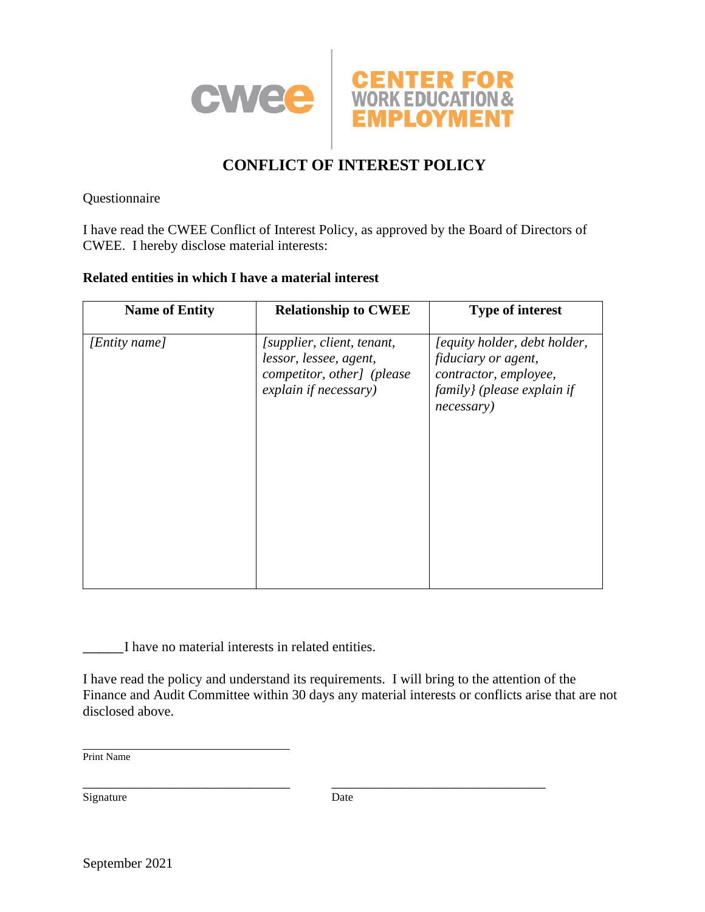# CONFLICT OF INTEREST POLICY

Questionnaire

I have read the CWEE Conflict of Interest Policy, as approved by the Board of Directors of CWEE. I hereby disclose material interests:

**Related entities in which I have a material interest**

| Name of Entity | Relationship to CWEE | Type of interest |
|---|---|---|
| *[Entity name]* | *[supplier, client, tenant, lessor, lessee, agent, competitor, other] (please explain if necessary)* | *[equity holder, debt holder, fiduciary or agent, contractor, employee, family} (please explain if necessary)* |

______I have no material interests in related entities.

I have read the policy and understand its requirements. I will bring to the attention of the Finance and Audit Committee within 30 days any material interests or conflicts arise that are not disclosed above.

________________________________
Print Name

________________________________ ________________________________
Signature Date

September 2021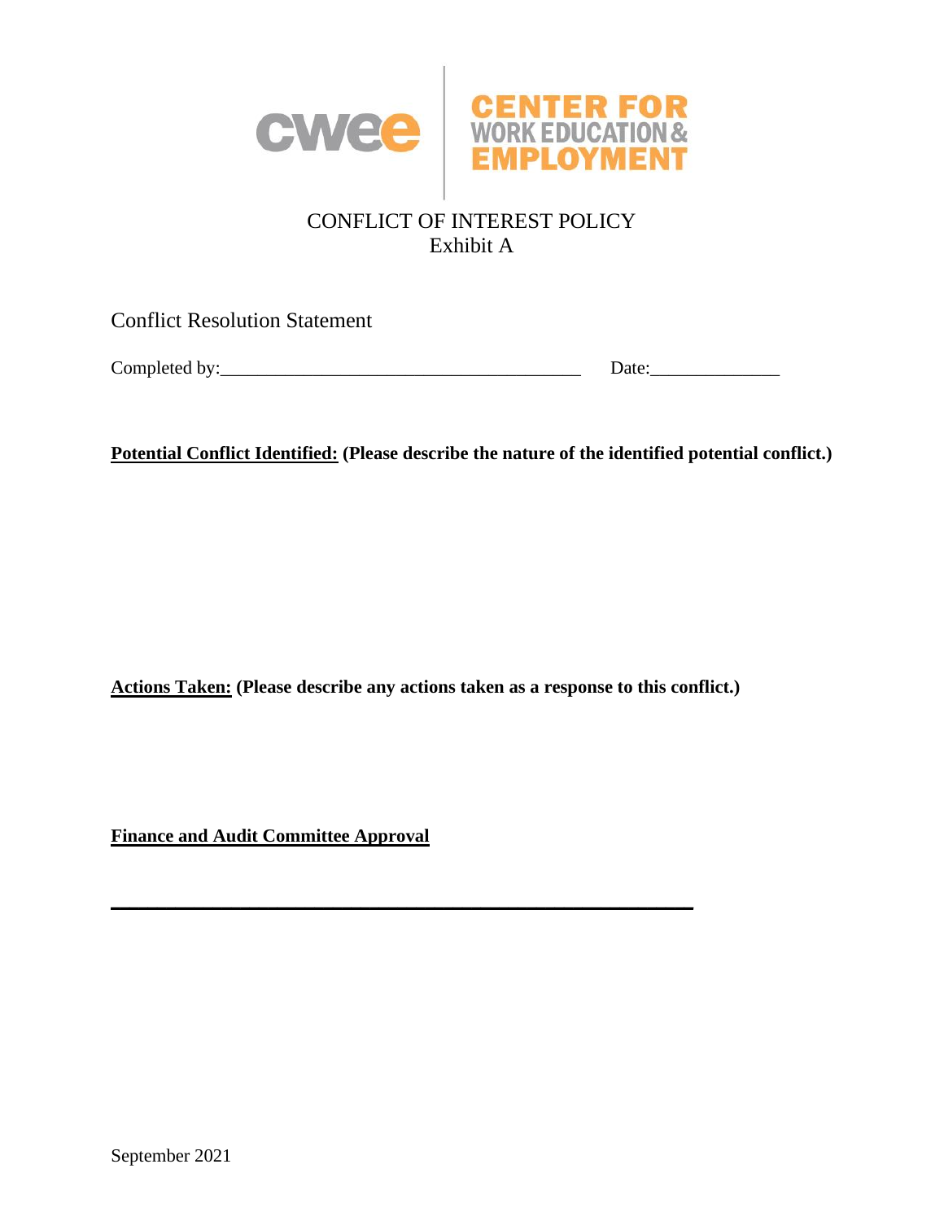CWEE | CENTER FOR WORK EDUCATION & EMPLOYMENT

# CONFLICT OF INTEREST POLICY
## Exhibit A

Conflict Resolution Statement

Completed by:_______________________________________ Date:______________

**Potential Conflict Identified:** **(Please describe the nature of the identified potential conflict.)**

**Actions Taken:** **(Please describe any actions taken as a response to this conflict.)**

**Finance and Audit Committee Approval**

_______________________________________________________

September 2021